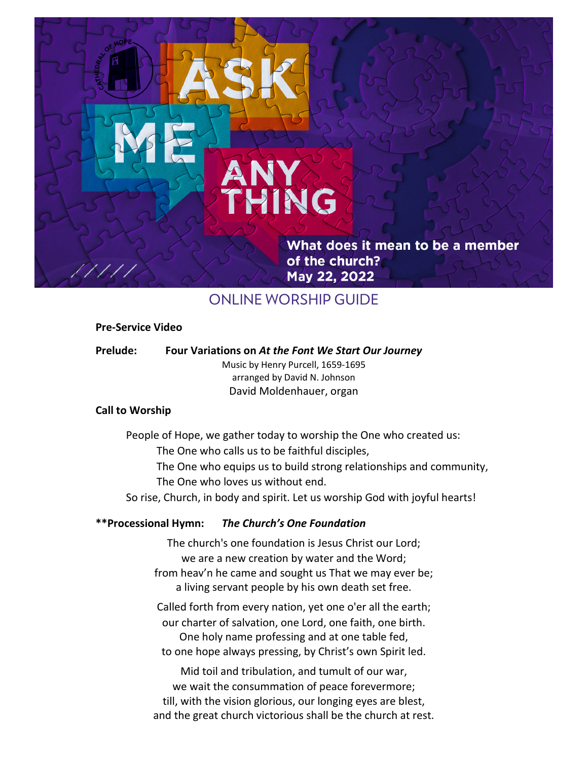CATHEDRAL OF HOPE

# ASK ME ANY THING

**What does it mean to be a member of the church?**
**May 22, 2022**

## ONLINE WORSHIP GUIDE

**Pre-Service Video**

**Prelude:** **Four Variations on *At the Font We Start Our Journey***
Music by Henry Purcell, 1659-1695
arranged by David N. Johnson
David Moldenhauer, organ

**Call to Worship**

People of Hope, we gather today to worship the One who created us:
The One who calls us to be faithful disciples,
The One who equips us to build strong relationships and community,
The One who loves us without end.
So rise, Church, in body and spirit. Let us worship God with joyful hearts!

**\*\*Processional Hymn:** ***The Church's One Foundation***

The church's one foundation is Jesus Christ our Lord;
we are a new creation by water and the Word;
from heav'n he came and sought us That we may ever be;
a living servant people by his own death set free.

Called forth from every nation, yet one o'er all the earth;
our charter of salvation, one Lord, one faith, one birth.
One holy name professing and at one table fed,
to one hope always pressing, by Christ's own Spirit led.

Mid toil and tribulation, and tumult of our war,
we wait the consummation of peace forevermore;
till, with the vision glorious, our longing eyes are blest,
and the great church victorious shall be the church at rest.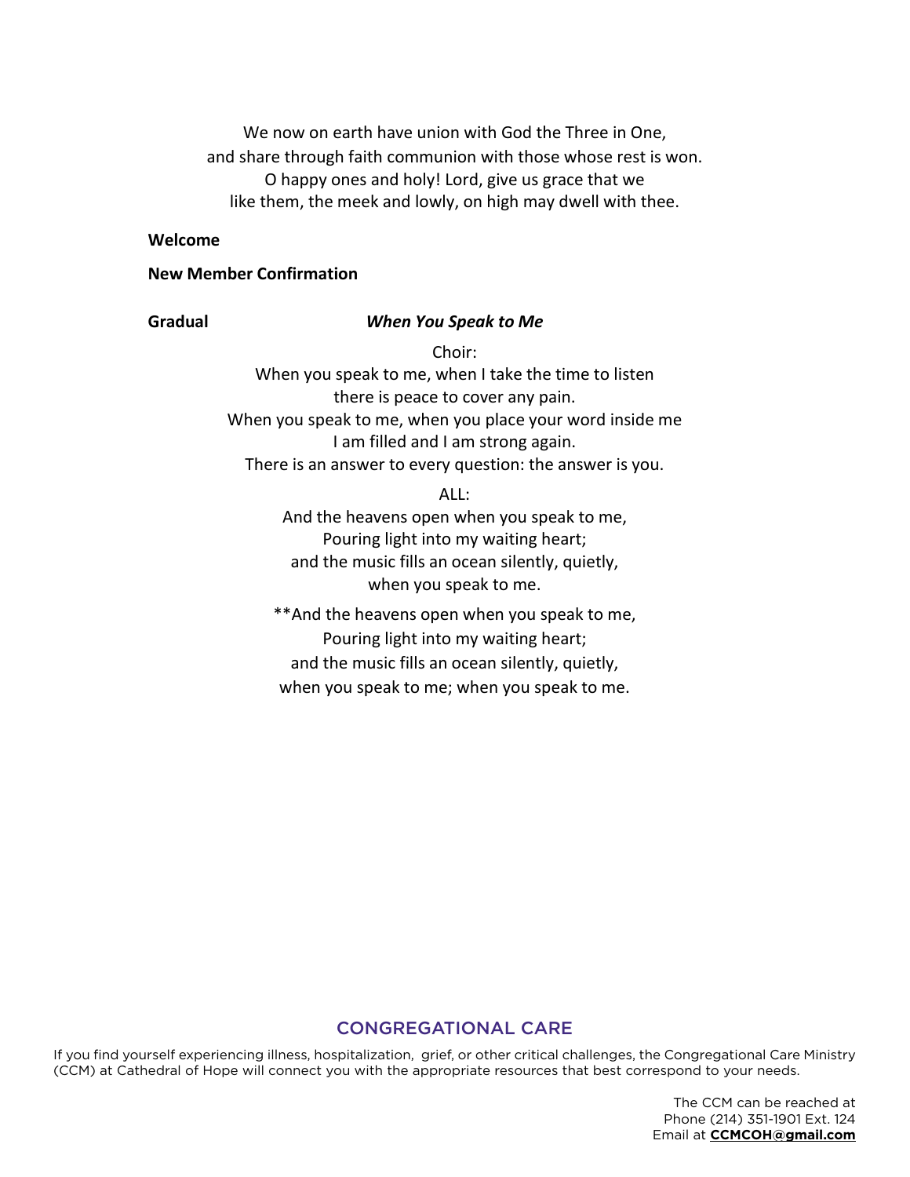We now on earth have union with God the Three in One,
and share through faith communion with those whose rest is won.
O happy ones and holy! Lord, give us grace that we
like them, the meek and lowly, on high may dwell with thee.

**Welcome**

**New Member Confirmation**

**Gradual** ***When You Speak to Me***

Choir:
When you speak to me, when I take the time to listen
there is peace to cover any pain.
When you speak to me, when you place your word inside me
I am filled and I am strong again.
There is an answer to every question: the answer is you.

ALL:
And the heavens open when you speak to me,
Pouring light into my waiting heart;
and the music fills an ocean silently, quietly,
when you speak to me.

**And the heavens open when you speak to me,
Pouring light into my waiting heart;
and the music fills an ocean silently, quietly,
when you speak to me; when you speak to me.

## CONGREGATIONAL CARE

If you find yourself experiencing illness, hospitalization, grief, or other critical challenges, the Congregational Care Ministry (CCM) at Cathedral of Hope will connect you with the appropriate resources that best correspond to your needs.

The CCM can be reached at
Phone (214) 351-1901 Ext. 124
Email at **CCMCOH@gmail.com**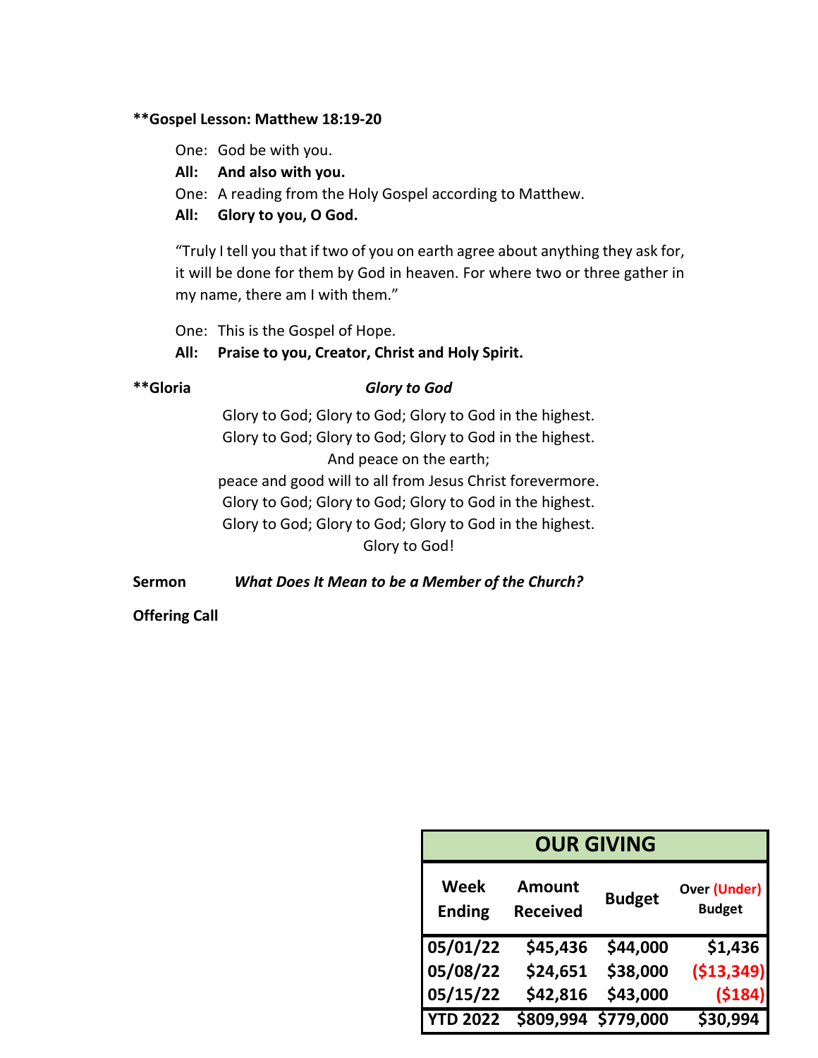**\*\*Gospel Lesson: Matthew 18:19-20**

One: God be with you.
**All: And also with you.**
One: A reading from the Holy Gospel according to Matthew.
**All: Glory to you, O God.**

"Truly I tell you that if two of you on earth agree about anything they ask for, it will be done for them by God in heaven. For where two or three gather in my name, there am I with them."

One: This is the Gospel of Hope.
**All: Praise to you, Creator, Christ and Holy Spirit.**

**\*\*Gloria** ***Glory to God***

Glory to God; Glory to God; Glory to God in the highest.
Glory to God; Glory to God; Glory to God in the highest.
And peace on the earth;
peace and good will to all from Jesus Christ forevermore.
Glory to God; Glory to God; Glory to God in the highest.
Glory to God; Glory to God; Glory to God in the highest.
Glory to God!

**Sermon** ***What Does It Mean to be a Member of the Church?***

**Offering Call**

| OUR GIVING | | | |
|---|---|---|---|
| **Week Ending** | **Amount Received** | **Budget** | **Over (Under) Budget** |
| 05/01/22 | $45,436 | $44,000 | $1,436 |
| 05/08/22 | $24,651 | $38,000 | ($13,349) |
| 05/15/22 | $42,816 | $43,000 | ($184) |
| YTD 2022 | $809,994 | $779,000 | $30,994 |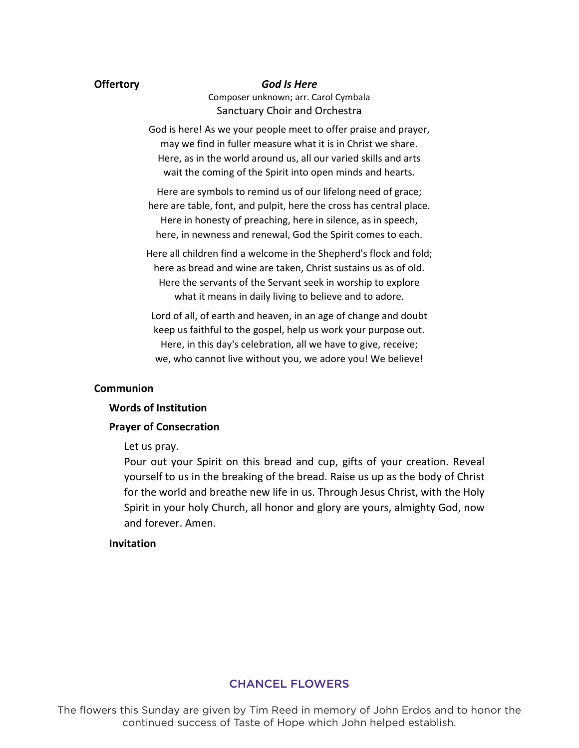**Offertory** ***God Is Here***

Composer unknown; arr. Carol Cymbala

Sanctuary Choir and Orchestra

God is here! As we your people meet to offer praise and prayer,
may we find in fuller measure what it is in Christ we share.
Here, as in the world around us, all our varied skills and arts
wait the coming of the Spirit into open minds and hearts.

Here are symbols to remind us of our lifelong need of grace;
here are table, font, and pulpit, here the cross has central place.
Here in honesty of preaching, here in silence, as in speech,
here, in newness and renewal, God the Spirit comes to each.

Here all children find a welcome in the Shepherd's flock and fold;
here as bread and wine are taken, Christ sustains us as of old.
Here the servants of the Servant seek in worship to explore
what it means in daily living to believe and to adore.

Lord of all, of earth and heaven, in an age of change and doubt
keep us faithful to the gospel, help us work your purpose out.
Here, in this day's celebration, all we have to give, receive;
we, who cannot live without you, we adore you! We believe!

**Communion**

**Words of Institution**

**Prayer of Consecration**

Let us pray.
Pour out your Spirit on this bread and cup, gifts of your creation. Reveal yourself to us in the breaking of the bread. Raise us up as the body of Christ for the world and breathe new life in us. Through Jesus Christ, with the Holy Spirit in your holy Church, all honor and glory are yours, almighty God, now and forever. Amen.

**Invitation**

## CHANCEL FLOWERS

The flowers this Sunday are given by Tim Reed in memory of John Erdos and to honor the continued success of Taste of Hope which John helped establish.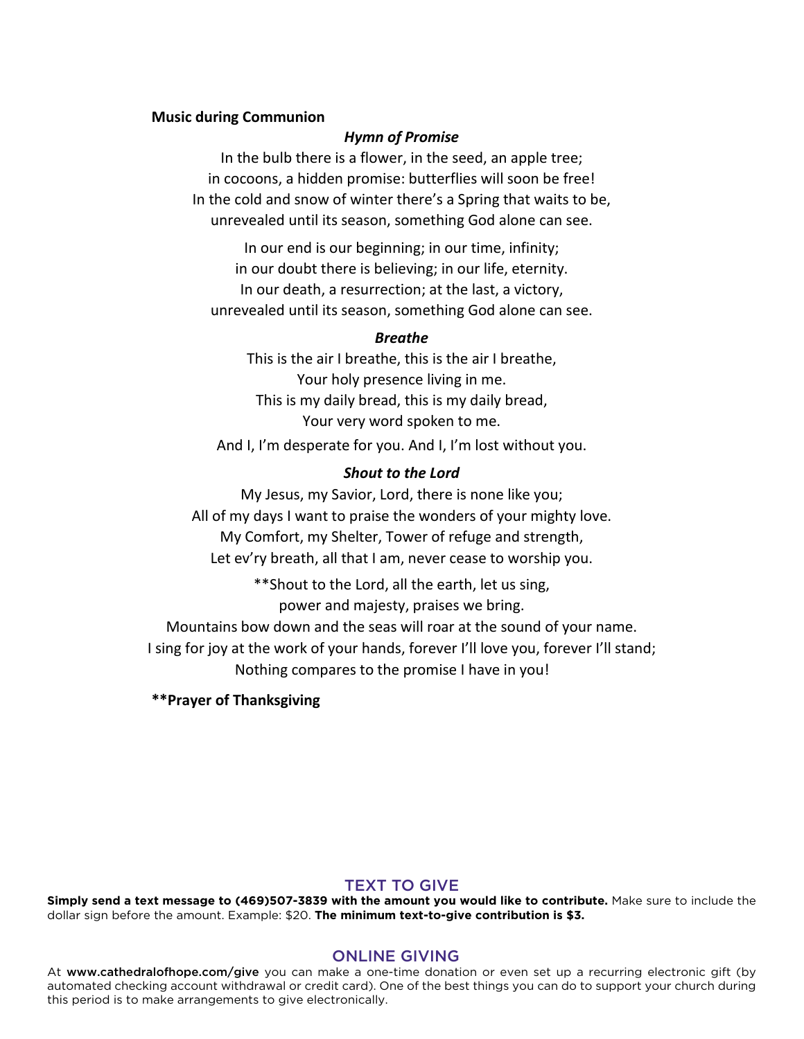**Music during Communion**

***Hymn of Promise***

In the bulb there is a flower, in the seed, an apple tree;
in cocoons, a hidden promise: butterflies will soon be free!
In the cold and snow of winter there's a Spring that waits to be,
unrevealed until its season, something God alone can see.

In our end is our beginning; in our time, infinity;
in our doubt there is believing; in our life, eternity.
In our death, a resurrection; at the last, a victory,
unrevealed until its season, something God alone can see.

***Breathe***

This is the air I breathe, this is the air I breathe,
Your holy presence living in me.
This is my daily bread, this is my daily bread,
Your very word spoken to me.

And I, I'm desperate for you. And I, I'm lost without you.

***Shout to the Lord***

My Jesus, my Savior, Lord, there is none like you;
All of my days I want to praise the wonders of your mighty love.
My Comfort, my Shelter, Tower of refuge and strength,
Let ev'ry breath, all that I am, never cease to worship you.

**Shout to the Lord, all the earth, let us sing,
power and majesty, praises we bring.
Mountains bow down and the seas will roar at the sound of your name.
I sing for joy at the work of your hands, forever I'll love you, forever I'll stand;
Nothing compares to the promise I have in you!

****Prayer of Thanksgiving**

## TEXT TO GIVE

**Simply send a text message to (469)507-3839 with the amount you would like to contribute.** Make sure to include the dollar sign before the amount. Example: $20. **The minimum text-to-give contribution is $3.**

## ONLINE GIVING

At **www.cathedralofhope.com/give** you can make a one-time donation or even set up a recurring electronic gift (by automated checking account withdrawal or credit card). One of the best things you can do to support your church during this period is to make arrangements to give electronically.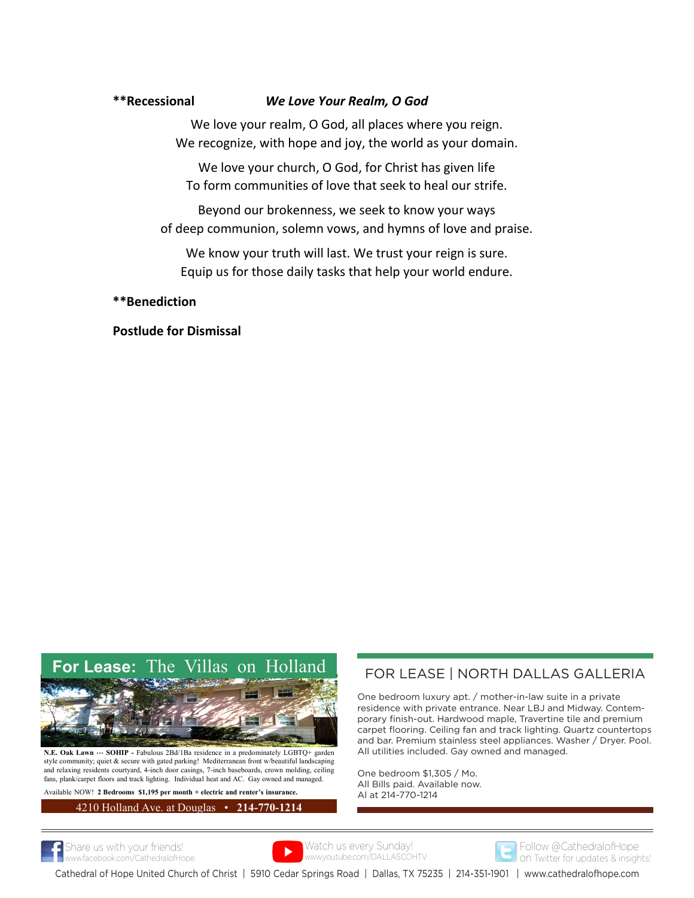**Recessional** ***We Love Your Realm, O God***

We love your realm, O God, all places where you reign.
We recognize, with hope and joy, the world as your domain.

We love your church, O God, for Christ has given life
To form communities of love that seek to heal our strife.

Beyond our brokenness, we seek to know your ways
of deep communion, solemn vows, and hymns of love and praise.

We know your truth will last. We trust your reign is sure.
Equip us for those daily tasks that help your world endure.

****Benediction**

**Postlude for Dismissal**

## For Lease: The Villas on Holland

**N.E. Oak Lawn ··· SOHIP -** Fabulous 2Bd/1Ba residence in a predominately LGBTQ+ garden style community; quiet & secure with gated parking! Mediterranean front w/beautiful landscaping and relaxing residents courtyard, 4-inch door casings, 7-inch baseboards, crown molding, ceiling fans, plank/carpet floors and track lighting. Individual heat and AC. Gay owned and managed.

Available NOW! **2 Bedrooms $1,195 per month + electric and renter's insurance.**

4210 Holland Ave. at Douglas • **214-770-1214**

## FOR LEASE | NORTH DALLAS GALLERIA

One bedroom luxury apt. / mother-in-law suite in a private residence with private entrance. Near LBJ and Midway. Contemporary finish-out. Hardwood maple, Travertine tile and premium carpet flooring. Ceiling fan and track lighting. Quartz countertops and bar. Premium stainless steel appliances. Washer / Dryer. Pool. All utilities included. Gay owned and managed.

One bedroom $1,305 / Mo.
All Bills paid. Available now.
Al at 214-770-1214

Share us with your friends! www.facebook.com/CathedralofHope

Watch us every Sunday! www.youtube.com/DALLASCOHTV

Follow @CathedralofHope on Twitter for updates & insights!

Cathedral of Hope United Church of Christ | 5910 Cedar Springs Road | Dallas, TX 75235 | 214-351-1901 | www.cathedralofhope.com